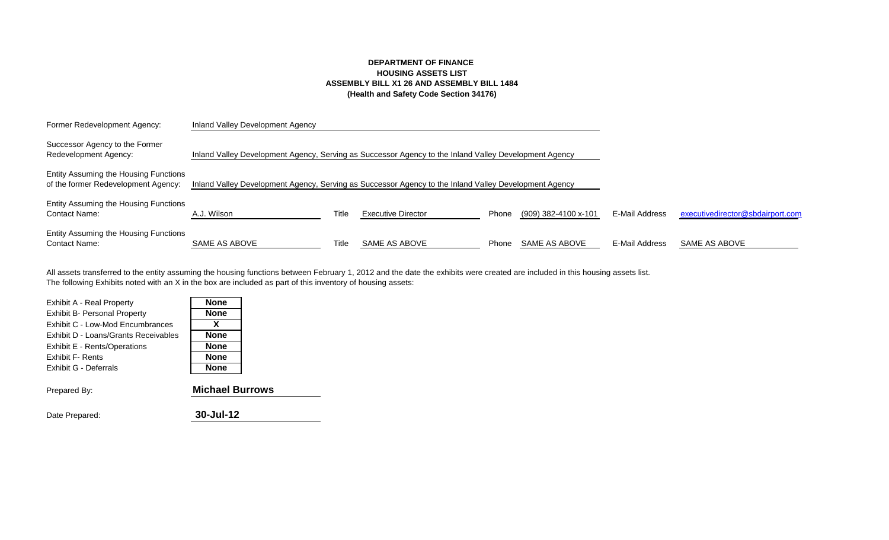**DEPARTMENT OF FINANCE**
**HOUSING ASSETS LIST**
**ASSEMBLY BILL X1 26 AND ASSEMBLY BILL 1484**
**(Health and Safety Code Section 34176)**

| | | | | | | | |
|---|---|---|---|---|---|---|---|
| Former Redevelopment Agency: | Inland Valley Development Agency | | | | | | |
| Successor Agency to the Former Redevelopment Agency: | Inland Valley Development Agency, Serving as Successor Agency to the Inland Valley Development Agency | | | | | | |
| Entity Assuming the Housing Functions of the former Redevelopment Agency: | Inland Valley Development Agency, Serving as Successor Agency to the Inland Valley Development Agency | | | | | | |
| Entity Assuming the Housing Functions Contact Name: | A.J. Wilson | Title | Executive Director | Phone | (909) 382-4100 x-101 | E-Mail Address | executivedirector@sbdairport.com |
| Entity Assuming the Housing Functions Contact Name: | SAME AS ABOVE | Title | SAME AS ABOVE | Phone | SAME AS ABOVE | E-Mail Address | SAME AS ABOVE |

All assets transferred to the entity assuming the housing functions between February 1, 2012 and the date the exhibits were created are included in this housing assets list.
The following Exhibits noted with an X in the box are included as part of this inventory of housing assets:

| Exhibit | |
|---|---|
| Exhibit A - Real Property | **None** |
| Exhibit B- Personal Property | **None** |
| Exhibit C - Low-Mod Encumbrances | **X** |
| Exhibit D - Loans/Grants Receivables | **None** |
| Exhibit E - Rents/Operations | **None** |
| Exhibit F- Rents | **None** |
| Exhibit G - Deferrals | **None** |

Prepared By: **Michael Burrows**

Date Prepared: **30-Jul-12**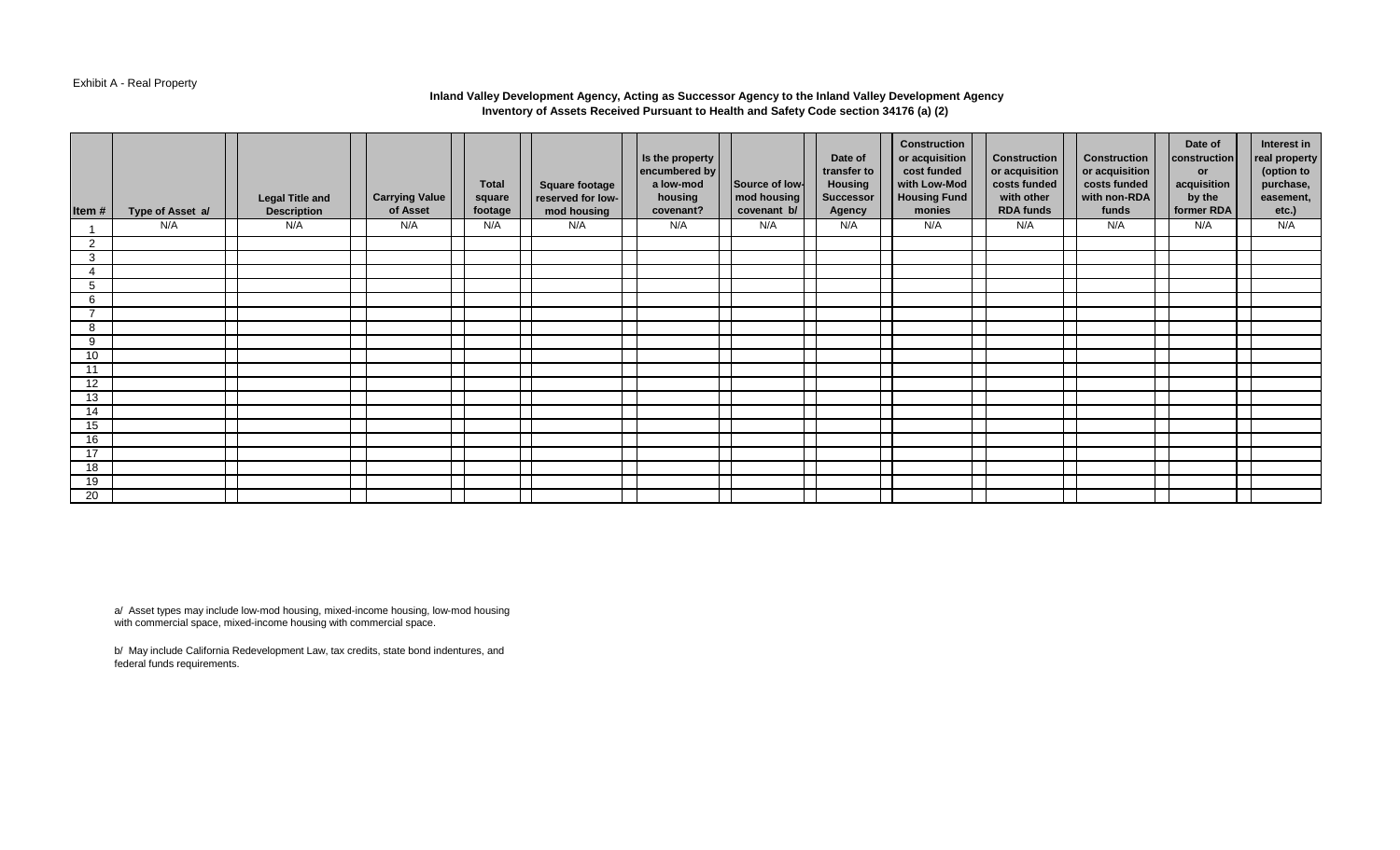Exhibit A - Real Property

**Inland Valley Development Agency, Acting as Successor Agency to the Inland Valley Development Agency**
**Inventory of Assets Received Pursuant to Health and Safety Code section 34176 (a) (2)**

| Item # | Type of Asset a/ | Legal Title and Description | Carrying Value of Asset | Total square footage | Square footage reserved for low-mod housing | Is the property encumbered by a low-mod housing covenant? | Source of low-mod housing covenant b/ | Date of transfer to Housing Successor Agency | Construction or acquisition cost funded with Low-Mod Housing Fund monies | Construction or acquisition costs funded with other RDA funds | Construction or acquisition costs funded with non-RDA funds | Date of construction or acquisition by the former RDA | Interest in real property (option to purchase, easement, etc.) |
|---|---|---|---|---|---|---|---|---|---|---|---|---|---|
| 1 | N/A | N/A | N/A | N/A | N/A | N/A | N/A | N/A | N/A | N/A | N/A | N/A | N/A |
| 2 | | | | | | | | | | | | | |
| 3 | | | | | | | | | | | | | |
| 4 | | | | | | | | | | | | | |
| 5 | | | | | | | | | | | | | |
| 6 | | | | | | | | | | | | | |
| 7 | | | | | | | | | | | | | |
| 8 | | | | | | | | | | | | | |
| 9 | | | | | | | | | | | | | |
| 10 | | | | | | | | | | | | | |
| 11 | | | | | | | | | | | | | |
| 12 | | | | | | | | | | | | | |
| 13 | | | | | | | | | | | | | |
| 14 | | | | | | | | | | | | | |
| 15 | | | | | | | | | | | | | |
| 16 | | | | | | | | | | | | | |
| 17 | | | | | | | | | | | | | |
| 18 | | | | | | | | | | | | | |
| 19 | | | | | | | | | | | | | |
| 20 | | | | | | | | | | | | | |

a/ Asset types may include low-mod housing, mixed-income housing, low-mod housing with commercial space, mixed-income housing with commercial space.

b/ May include California Redevelopment Law, tax credits, state bond indentures, and federal funds requirements.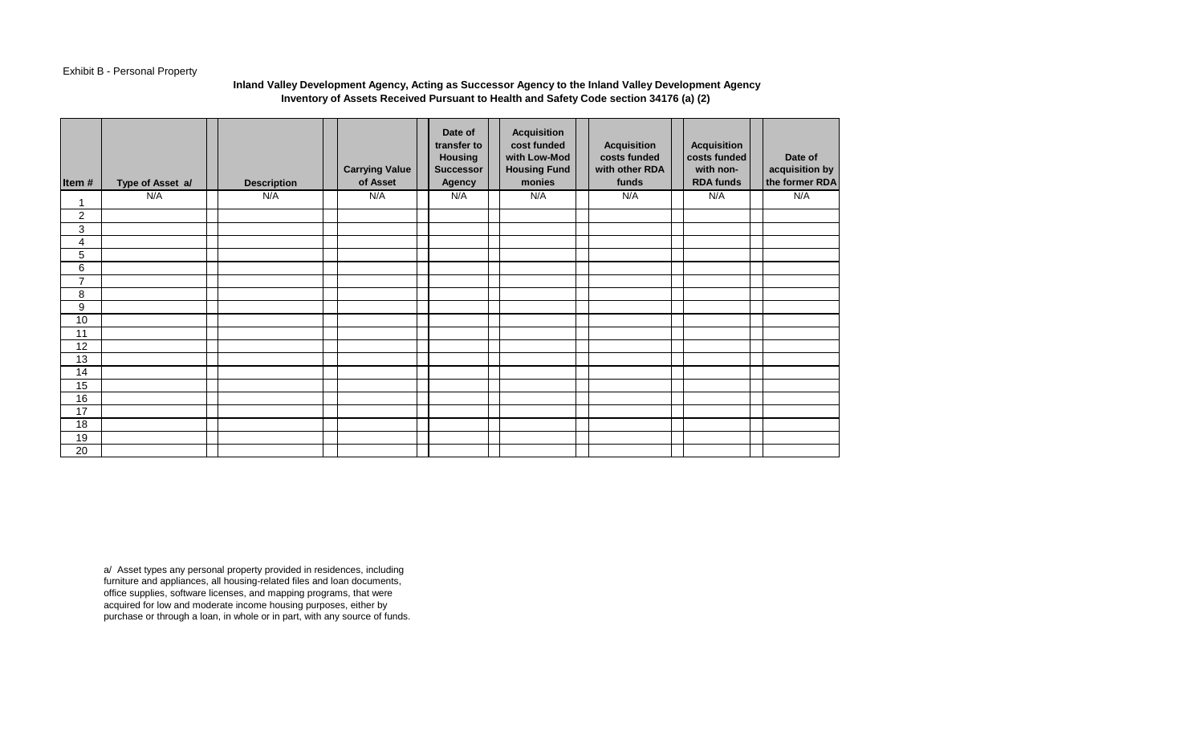Exhibit B - Personal Property

**Inland Valley Development Agency, Acting as Successor Agency to the Inland Valley Development Agency**
**Inventory of Assets Received Pursuant to Health and Safety Code section 34176 (a) (2)**

| Item # | Type of Asset a/ | Description | Carrying Value of Asset | Date of transfer to Housing Successor Agency | Acquisition cost funded with Low-Mod Housing Fund monies | Acquisition costs funded with other RDA funds | Acquisition costs funded with non-RDA funds | Date of acquisition by the former RDA |
|---|---|---|---|---|---|---|---|---|
| 1 | N/A | N/A | N/A | N/A | N/A | N/A | N/A | N/A |
| 2 | | | | | | | | |
| 3 | | | | | | | | |
| 4 | | | | | | | | |
| 5 | | | | | | | | |
| 6 | | | | | | | | |
| 7 | | | | | | | | |
| 8 | | | | | | | | |
| 9 | | | | | | | | |
| 10 | | | | | | | | |
| 11 | | | | | | | | |
| 12 | | | | | | | | |
| 13 | | | | | | | | |
| 14 | | | | | | | | |
| 15 | | | | | | | | |
| 16 | | | | | | | | |
| 17 | | | | | | | | |
| 18 | | | | | | | | |
| 19 | | | | | | | | |
| 20 | | | | | | | | |

a/ Asset types any personal property provided in residences, including furniture and appliances, all housing-related files and loan documents, office supplies, software licenses, and mapping programs, that were acquired for low and moderate income housing purposes, either by purchase or through a loan, in whole or in part, with any source of funds.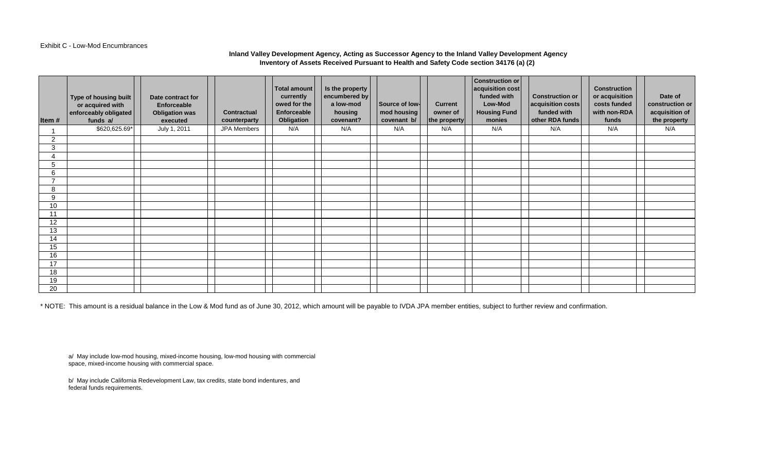Exhibit C - Low-Mod Encumbrances

**Inland Valley Development Agency, Acting as Successor Agency to the Inland Valley Development Agency**
**Inventory of Assets Received Pursuant to Health and Safety Code section 34176 (a) (2)**

| Item # | Type of housing built or acquired with enforceably obligated funds a/ | Date contract for Enforceable Obligation was executed | Contractual counterparty | Total amount currently owed for the Enforceable Obligation | Is the property encumbered by a low-mod housing covenant? | Source of low-mod housing covenant b/ | Current owner of the property | Construction or acquisition cost funded with Low-Mod Housing Fund monies | Construction or acquisition costs funded with other RDA funds | Construction or acquisition costs funded with non-RDA funds | Date of construction or acquisition of the property |
|---|---|---|---|---|---|---|---|---|---|---|---|
| 1 | $620,625.69* | July 1, 2011 | JPA Members | N/A | N/A | N/A | N/A | N/A | N/A | N/A | N/A |
| 2 | | | | | | | | | | | |
| 3 | | | | | | | | | | | |
| 4 | | | | | | | | | | | |
| 5 | | | | | | | | | | | |
| 6 | | | | | | | | | | | |
| 7 | | | | | | | | | | | |
| 8 | | | | | | | | | | | |
| 9 | | | | | | | | | | | |
| 10 | | | | | | | | | | | |
| 11 | | | | | | | | | | | |
| 12 | | | | | | | | | | | |
| 13 | | | | | | | | | | | |
| 14 | | | | | | | | | | | |
| 15 | | | | | | | | | | | |
| 16 | | | | | | | | | | | |
| 17 | | | | | | | | | | | |
| 18 | | | | | | | | | | | |
| 19 | | | | | | | | | | | |
| 20 | | | | | | | | | | | |

* NOTE: This amount is a residual balance in the Low & Mod fund as of June 30, 2012, which amount will be payable to IVDA JPA member entities, subject to further review and confirmation.

a/ May include low-mod housing, mixed-income housing, low-mod housing with commercial space, mixed-income housing with commercial space.

b/ May include California Redevelopment Law, tax credits, state bond indentures, and federal funds requirements.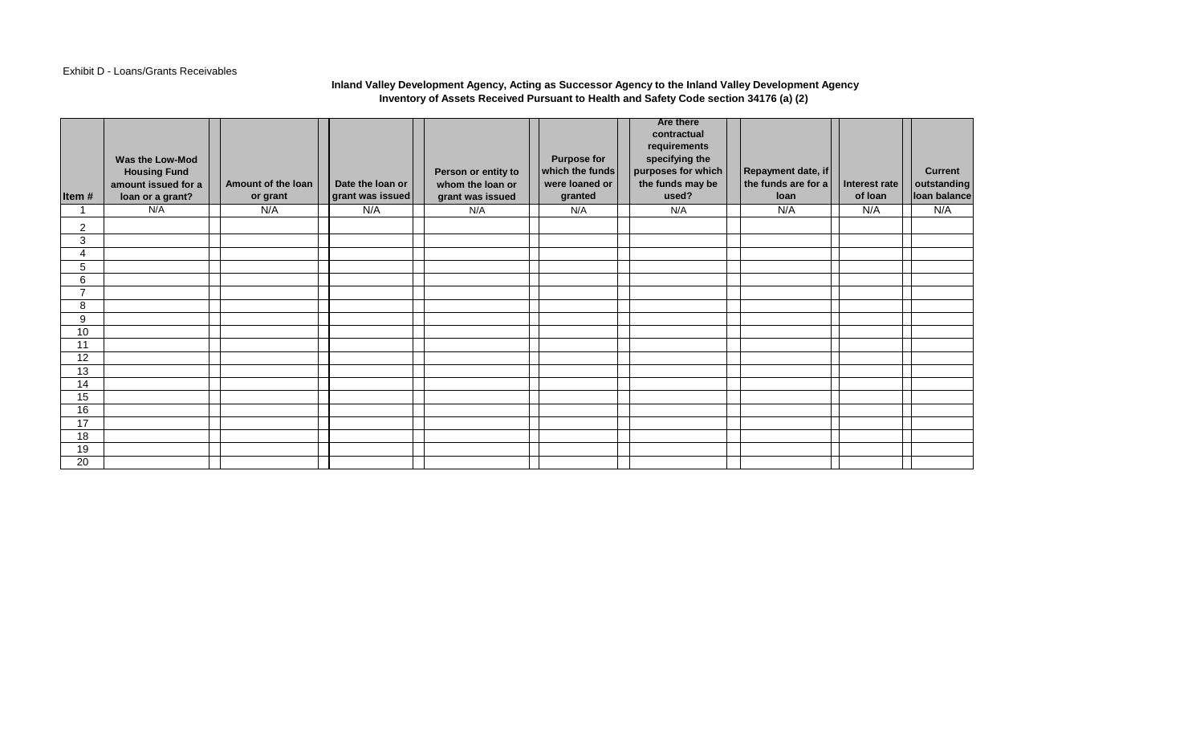Exhibit D - Loans/Grants Receivables

**Inland Valley Development Agency, Acting as Successor Agency to the Inland Valley Development Agency**
**Inventory of Assets Received Pursuant to Health and Safety Code section 34176 (a) (2)**

| Item # | Was the Low-Mod Housing Fund amount issued for a loan or a grant? | Amount of the loan or grant | Date the loan or grant was issued | Person or entity to whom the loan or grant was issued | Purpose for which the funds were loaned or granted | Are there contractual requirements specifying the purposes for which the funds may be used? | Repayment date, if the funds are for a loan | Interest rate of loan | Current outstanding loan balance |
|---|---|---|---|---|---|---|---|---|---|
| 1 | N/A | N/A | N/A | N/A | N/A | N/A | N/A | N/A | N/A |
| 2 | | | | | | | | | |
| 3 | | | | | | | | | |
| 4 | | | | | | | | | |
| 5 | | | | | | | | | |
| 6 | | | | | | | | | |
| 7 | | | | | | | | | |
| 8 | | | | | | | | | |
| 9 | | | | | | | | | |
| 10 | | | | | | | | | |
| 11 | | | | | | | | | |
| 12 | | | | | | | | | |
| 13 | | | | | | | | | |
| 14 | | | | | | | | | |
| 15 | | | | | | | | | |
| 16 | | | | | | | | | |
| 17 | | | | | | | | | |
| 18 | | | | | | | | | |
| 19 | | | | | | | | | |
| 20 | | | | | | | | | |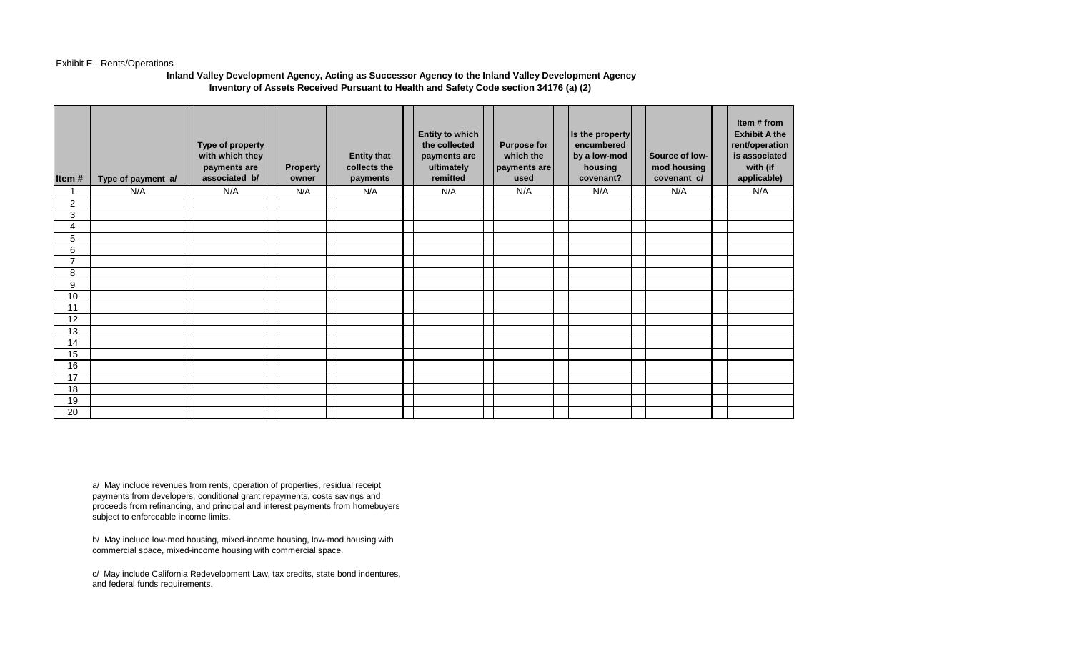Exhibit E - Rents/Operations

**Inland Valley Development Agency, Acting as Successor Agency to the Inland Valley Development Agency**
**Inventory of Assets Received Pursuant to Health and Safety Code section 34176 (a) (2)**

| Item # | Type of payment a/ | Type of property with which they payments are associated b/ | Property owner | Entity that collects the payments | Entity to which the collected payments are ultimately remitted | Purpose for which the payments are used | Is the property encumbered by a low-mod housing covenant? | Source of low-mod housing covenant c/ | Item # from Exhibit A the rent/operation is associated with (if applicable) |
|---|---|---|---|---|---|---|---|---|---|
| 1 | N/A | N/A | N/A | N/A | N/A | N/A | N/A | N/A | N/A |
| 2 | | | | | | | | | |
| 3 | | | | | | | | | |
| 4 | | | | | | | | | |
| 5 | | | | | | | | | |
| 6 | | | | | | | | | |
| 7 | | | | | | | | | |
| 8 | | | | | | | | | |
| 9 | | | | | | | | | |
| 10 | | | | | | | | | |
| 11 | | | | | | | | | |
| 12 | | | | | | | | | |
| 13 | | | | | | | | | |
| 14 | | | | | | | | | |
| 15 | | | | | | | | | |
| 16 | | | | | | | | | |
| 17 | | | | | | | | | |
| 18 | | | | | | | | | |
| 19 | | | | | | | | | |
| 20 | | | | | | | | | |

a/ May include revenues from rents, operation of properties, residual receipt payments from developers, conditional grant repayments, costs savings and proceeds from refinancing, and principal and interest payments from homebuyers subject to enforceable income limits.

b/ May include low-mod housing, mixed-income housing, low-mod housing with commercial space, mixed-income housing with commercial space.

c/ May include California Redevelopment Law, tax credits, state bond indentures, and federal funds requirements.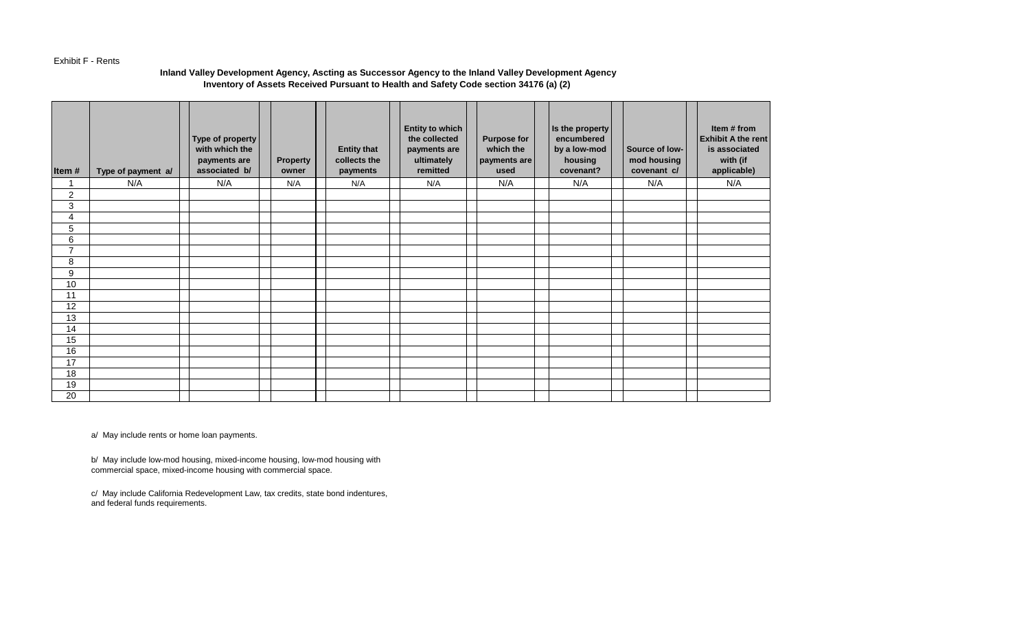Exhibit F - Rents

**Inland Valley Development Agency, Ascting as Successor Agency to the Inland Valley Development Agency**
**Inventory of Assets Received Pursuant to Health and Safety Code section 34176 (a) (2)**

| Item # | Type of payment a/ | Type of property with which the payments are associated b/ | Property owner | Entity that collects the payments | Entity to which the collected payments are ultimately remitted | Purpose for which the payments are used | Is the property encumbered by a low-mod housing covenant? | Source of low-mod housing covenant c/ | Item # from Exhibit A the rent is associated with (if applicable) |
|---|---|---|---|---|---|---|---|---|---|
| 1 | N/A | N/A | N/A | N/A | N/A | N/A | N/A | N/A | N/A |
| 2 | | | | | | | | | |
| 3 | | | | | | | | | |
| 4 | | | | | | | | | |
| 5 | | | | | | | | | |
| 6 | | | | | | | | | |
| 7 | | | | | | | | | |
| 8 | | | | | | | | | |
| 9 | | | | | | | | | |
| 10 | | | | | | | | | |
| 11 | | | | | | | | | |
| 12 | | | | | | | | | |
| 13 | | | | | | | | | |
| 14 | | | | | | | | | |
| 15 | | | | | | | | | |
| 16 | | | | | | | | | |
| 17 | | | | | | | | | |
| 18 | | | | | | | | | |
| 19 | | | | | | | | | |
| 20 | | | | | | | | | |

a/ May include rents or home loan payments.

b/ May include low-mod housing, mixed-income housing, low-mod housing with commercial space, mixed-income housing with commercial space.

c/ May include California Redevelopment Law, tax credits, state bond indentures, and federal funds requirements.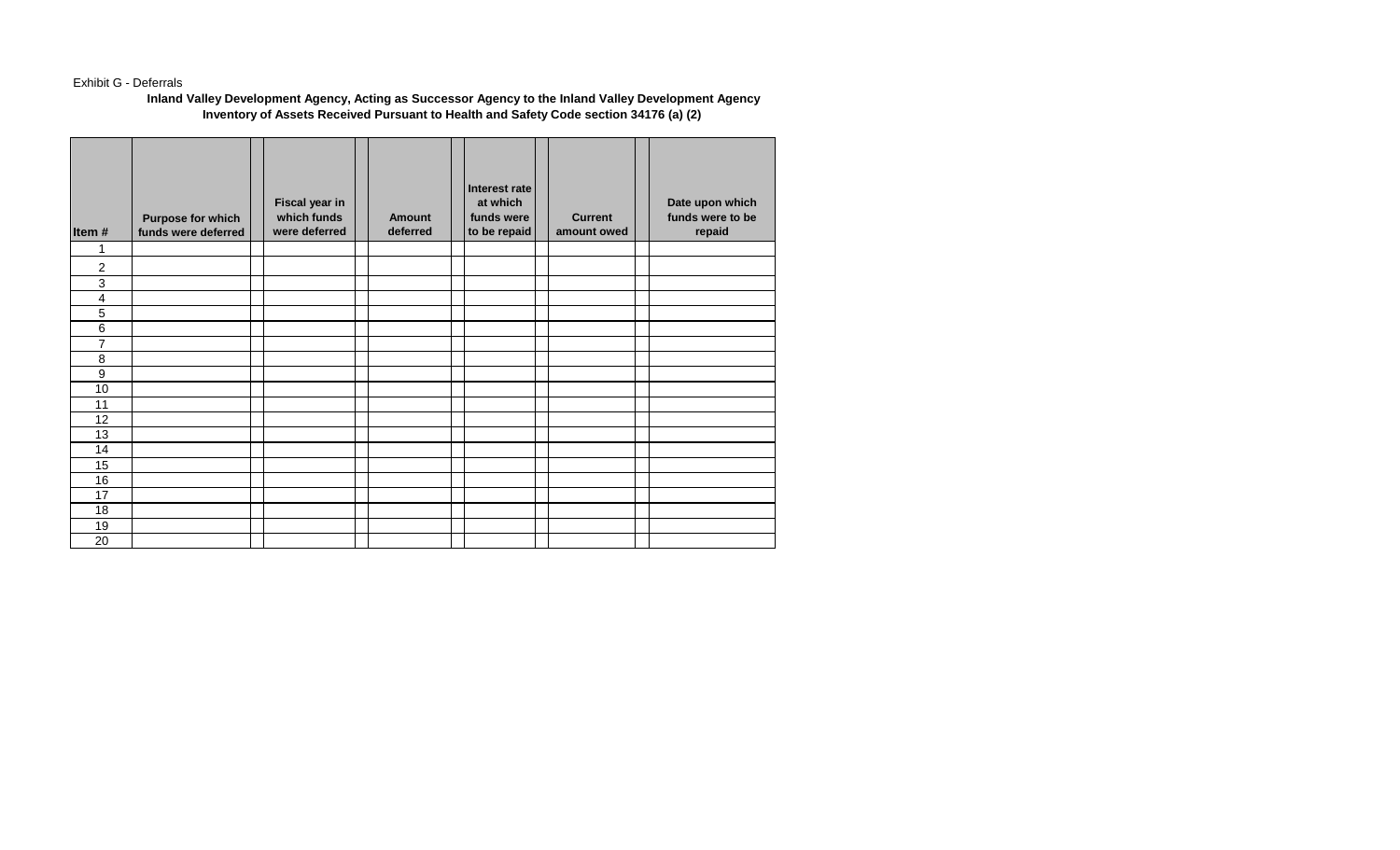Exhibit G - Deferrals

**Inland Valley Development Agency, Acting as Successor Agency to the Inland Valley Development Agency**
**Inventory of Assets Received Pursuant to Health and Safety Code section 34176 (a) (2)**

| Item # | Purpose for which funds were deferred | Fiscal year in which funds were deferred | Amount deferred | Interest rate at which funds were to be repaid | Current amount owed | Date upon which funds were to be repaid |
|---|---|---|---|---|---|---|
| 1 | | | | | | |
| 2 | | | | | | |
| 3 | | | | | | |
| 4 | | | | | | |
| 5 | | | | | | |
| 6 | | | | | | |
| 7 | | | | | | |
| 8 | | | | | | |
| 9 | | | | | | |
| 10 | | | | | | |
| 11 | | | | | | |
| 12 | | | | | | |
| 13 | | | | | | |
| 14 | | | | | | |
| 15 | | | | | | |
| 16 | | | | | | |
| 17 | | | | | | |
| 18 | | | | | | |
| 19 | | | | | | |
| 20 | | | | | | |